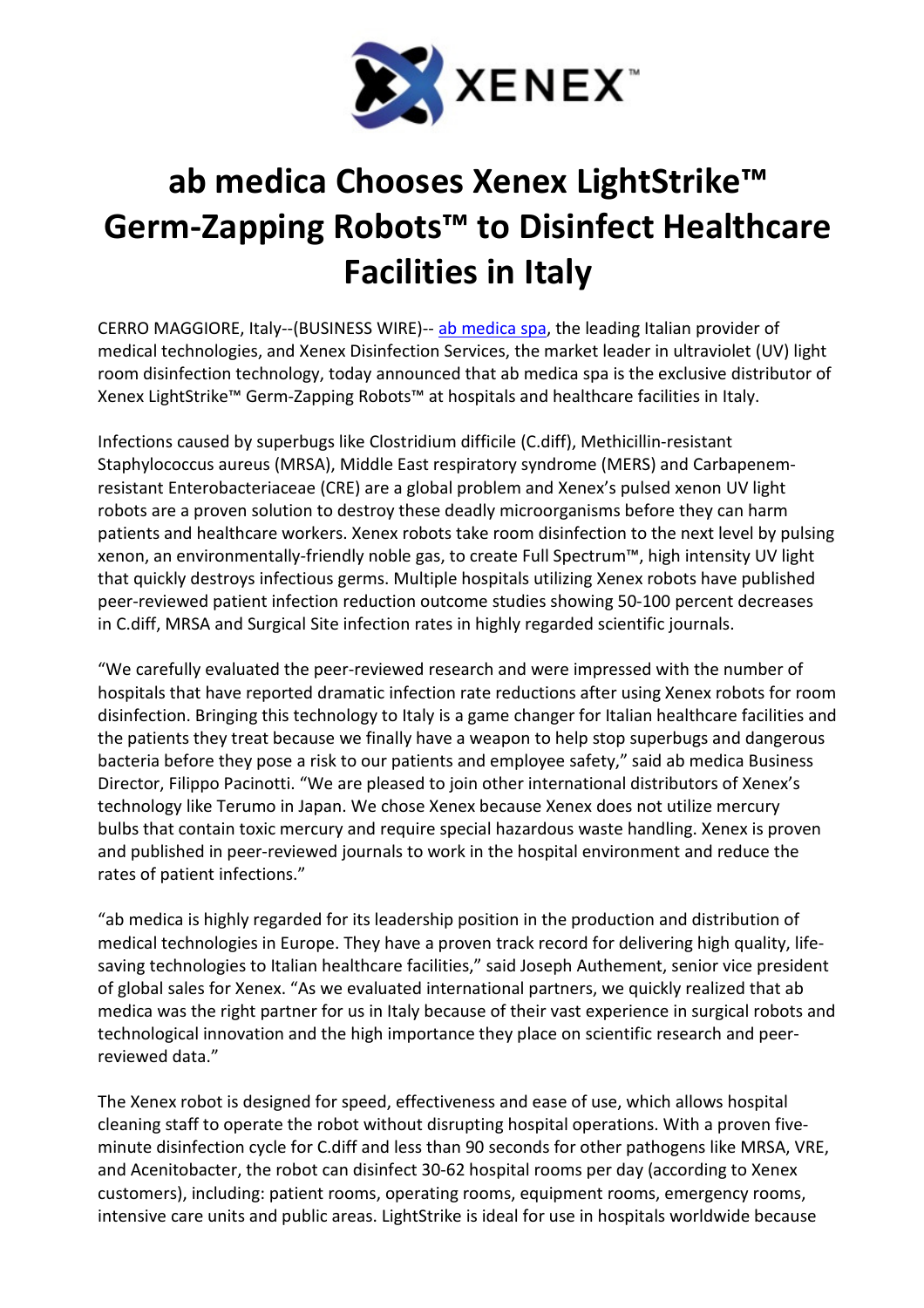XENEX™

# ab medica Chooses Xenex LightStrike™ Germ-Zapping Robots™ to Disinfect Healthcare Facilities in Italy

CERRO MAGGIORE, Italy--(BUSINESS WIRE)-- ab medica spa, the leading Italian provider of medical technologies, and Xenex Disinfection Services, the market leader in ultraviolet (UV) light room disinfection technology, today announced that ab medica spa is the exclusive distributor of Xenex LightStrike™ Germ-Zapping Robots™ at hospitals and healthcare facilities in Italy.

Infections caused by superbugs like Clostridium difficile (C.diff), Methicillin-resistant Staphylococcus aureus (MRSA), Middle East respiratory syndrome (MERS) and Carbapenem-resistant Enterobacteriaceae (CRE) are a global problem and Xenex's pulsed xenon UV light robots are a proven solution to destroy these deadly microorganisms before they can harm patients and healthcare workers. Xenex robots take room disinfection to the next level by pulsing xenon, an environmentally-friendly noble gas, to create Full Spectrum™, high intensity UV light that quickly destroys infectious germs. Multiple hospitals utilizing Xenex robots have published peer-reviewed patient infection reduction outcome studies showing 50-100 percent decreases in C.diff, MRSA and Surgical Site infection rates in highly regarded scientific journals.

"We carefully evaluated the peer-reviewed research and were impressed with the number of hospitals that have reported dramatic infection rate reductions after using Xenex robots for room disinfection. Bringing this technology to Italy is a game changer for Italian healthcare facilities and the patients they treat because we finally have a weapon to help stop superbugs and dangerous bacteria before they pose a risk to our patients and employee safety," said ab medica Business Director, Filippo Pacinotti. "We are pleased to join other international distributors of Xenex's technology like Terumo in Japan. We chose Xenex because Xenex does not utilize mercury bulbs that contain toxic mercury and require special hazardous waste handling. Xenex is proven and published in peer-reviewed journals to work in the hospital environment and reduce the rates of patient infections."

"ab medica is highly regarded for its leadership position in the production and distribution of medical technologies in Europe. They have a proven track record for delivering high quality, life-saving technologies to Italian healthcare facilities," said Joseph Authement, senior vice president of global sales for Xenex. "As we evaluated international partners, we quickly realized that ab medica was the right partner for us in Italy because of their vast experience in surgical robots and technological innovation and the high importance they place on scientific research and peer-reviewed data."

The Xenex robot is designed for speed, effectiveness and ease of use, which allows hospital cleaning staff to operate the robot without disrupting hospital operations. With a proven five-minute disinfection cycle for C.diff and less than 90 seconds for other pathogens like MRSA, VRE, and Acenitobacter, the robot can disinfect 30-62 hospital rooms per day (according to Xenex customers), including: patient rooms, operating rooms, equipment rooms, emergency rooms, intensive care units and public areas. LightStrike is ideal for use in hospitals worldwide because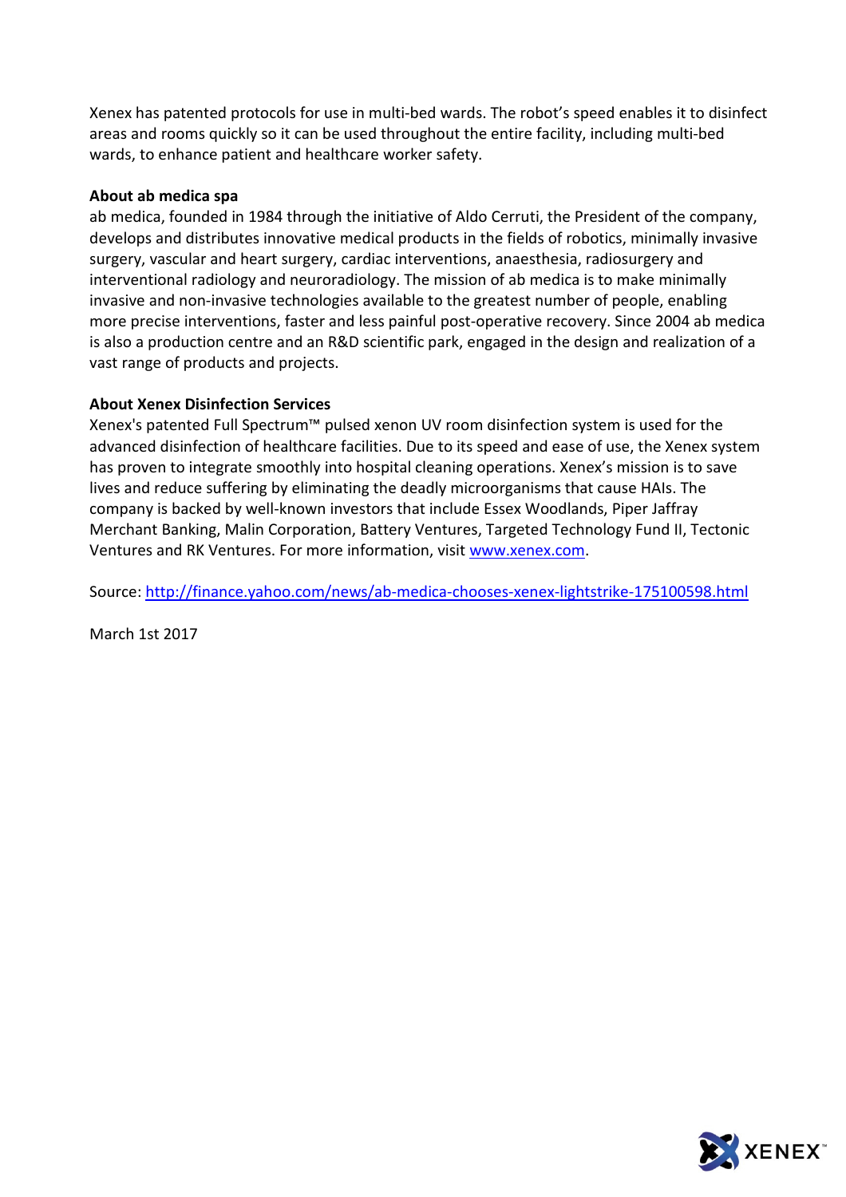Xenex has patented protocols for use in multi-bed wards. The robot's speed enables it to disinfect areas and rooms quickly so it can be used throughout the entire facility, including multi-bed wards, to enhance patient and healthcare worker safety.

**About ab medica spa**

ab medica, founded in 1984 through the initiative of Aldo Cerruti, the President of the company, develops and distributes innovative medical products in the fields of robotics, minimally invasive surgery, vascular and heart surgery, cardiac interventions, anaesthesia, radiosurgery and interventional radiology and neuroradiology. The mission of ab medica is to make minimally invasive and non-invasive technologies available to the greatest number of people, enabling more precise interventions, faster and less painful post-operative recovery. Since 2004 ab medica is also a production centre and an R&D scientific park, engaged in the design and realization of a vast range of products and projects.

**About Xenex Disinfection Services**

Xenex's patented Full Spectrum™ pulsed xenon UV room disinfection system is used for the advanced disinfection of healthcare facilities. Due to its speed and ease of use, the Xenex system has proven to integrate smoothly into hospital cleaning operations. Xenex's mission is to save lives and reduce suffering by eliminating the deadly microorganisms that cause HAIs. The company is backed by well-known investors that include Essex Woodlands, Piper Jaffray Merchant Banking, Malin Corporation, Battery Ventures, Targeted Technology Fund II, Tectonic Ventures and RK Ventures. For more information, visit [www.xenex.com](http://www.xenex.com).

Source: [http://finance.yahoo.com/news/ab-medica-chooses-xenex-lightstrike-175100598.html](http://finance.yahoo.com/news/ab-medica-chooses-xenex-lightstrike-175100598.html)

March 1st 2017